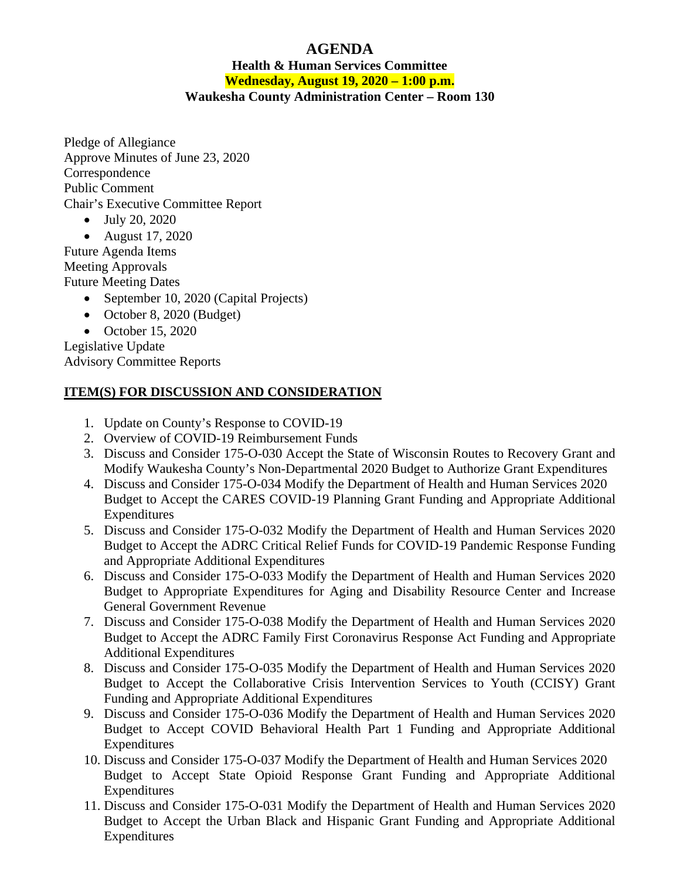# AGENDA

## Health & Human Services Committee

**Wednesday, August 19, 2020 – 1:00 p.m.**

**Waukesha County Administration Center – Room 130**

Pledge of Allegiance
Approve Minutes of June 23, 2020
Correspondence
Public Comment
Chair's Executive Committee Report

- July 20, 2020
- August 17, 2020

Future Agenda Items
Meeting Approvals
Future Meeting Dates

- September 10, 2020 (Capital Projects)
- October 8, 2020 (Budget)
- October 15, 2020

Legislative Update
Advisory Committee Reports

**ITEM(S) FOR DISCUSSION AND CONSIDERATION**

1. Update on County's Response to COVID-19
2. Overview of COVID-19 Reimbursement Funds
3. Discuss and Consider 175-O-030 Accept the State of Wisconsin Routes to Recovery Grant and Modify Waukesha County's Non-Departmental 2020 Budget to Authorize Grant Expenditures
4. Discuss and Consider 175-O-034 Modify the Department of Health and Human Services 2020 Budget to Accept the CARES COVID-19 Planning Grant Funding and Appropriate Additional Expenditures
5. Discuss and Consider 175-O-032 Modify the Department of Health and Human Services 2020 Budget to Accept the ADRC Critical Relief Funds for COVID-19 Pandemic Response Funding and Appropriate Additional Expenditures
6. Discuss and Consider 175-O-033 Modify the Department of Health and Human Services 2020 Budget to Appropriate Expenditures for Aging and Disability Resource Center and Increase General Government Revenue
7. Discuss and Consider 175-O-038 Modify the Department of Health and Human Services 2020 Budget to Accept the ADRC Family First Coronavirus Response Act Funding and Appropriate Additional Expenditures
8. Discuss and Consider 175-O-035 Modify the Department of Health and Human Services 2020 Budget to Accept the Collaborative Crisis Intervention Services to Youth (CCISY) Grant Funding and Appropriate Additional Expenditures
9. Discuss and Consider 175-O-036 Modify the Department of Health and Human Services 2020 Budget to Accept COVID Behavioral Health Part 1 Funding and Appropriate Additional Expenditures
10. Discuss and Consider 175-O-037 Modify the Department of Health and Human Services 2020 Budget to Accept State Opioid Response Grant Funding and Appropriate Additional Expenditures
11. Discuss and Consider 175-O-031 Modify the Department of Health and Human Services 2020 Budget to Accept the Urban Black and Hispanic Grant Funding and Appropriate Additional Expenditures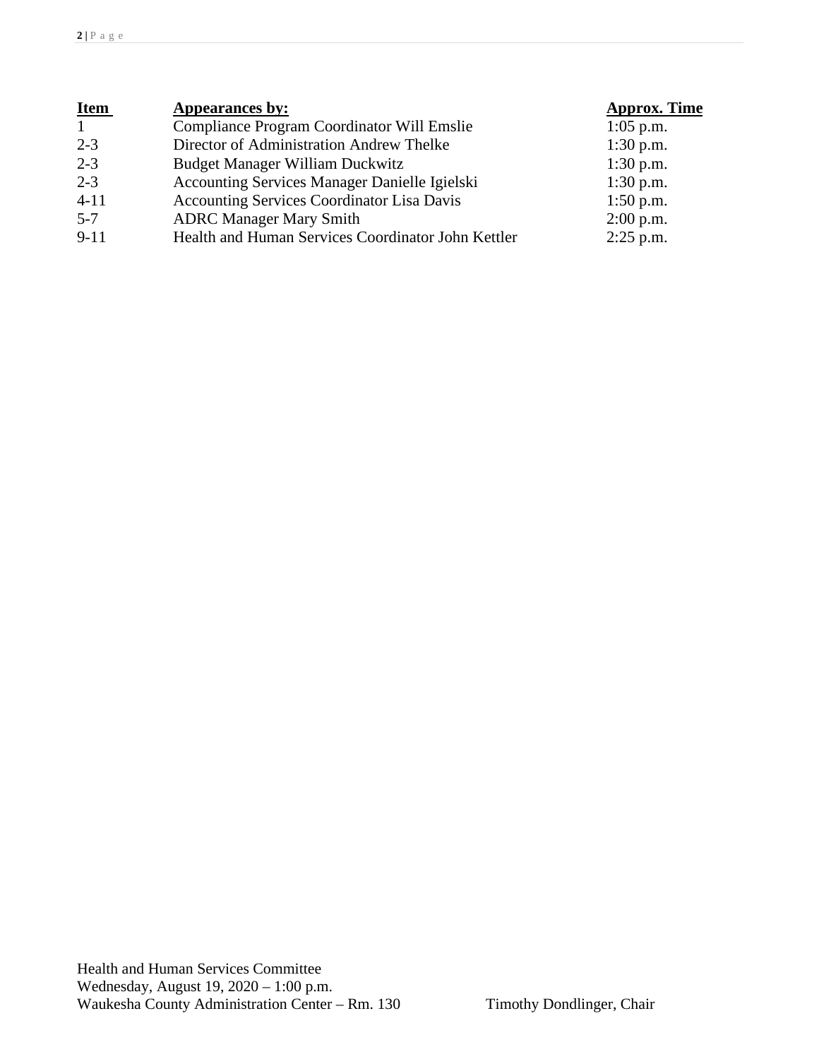| Item | Appearances by: | Approx. Time |
| --- | --- | --- |
| 1 | Compliance Program Coordinator Will Emslie | 1:05 p.m. |
| 2-3 | Director of Administration Andrew Thelke | 1:30 p.m. |
| 2-3 | Budget Manager William Duckwitz | 1:30 p.m. |
| 2-3 | Accounting Services Manager Danielle Igielski | 1:30 p.m. |
| 4-11 | Accounting Services Coordinator Lisa Davis | 1:50 p.m. |
| 5-7 | ADRC Manager Mary Smith | 2:00 p.m. |
| 9-11 | Health and Human Services Coordinator John Kettler | 2:25 p.m. |

Health and Human Services Committee
Wednesday, August 19, 2020 – 1:00 p.m.
Waukesha County Administration Center – Rm. 130 Timothy Dondlinger, Chair